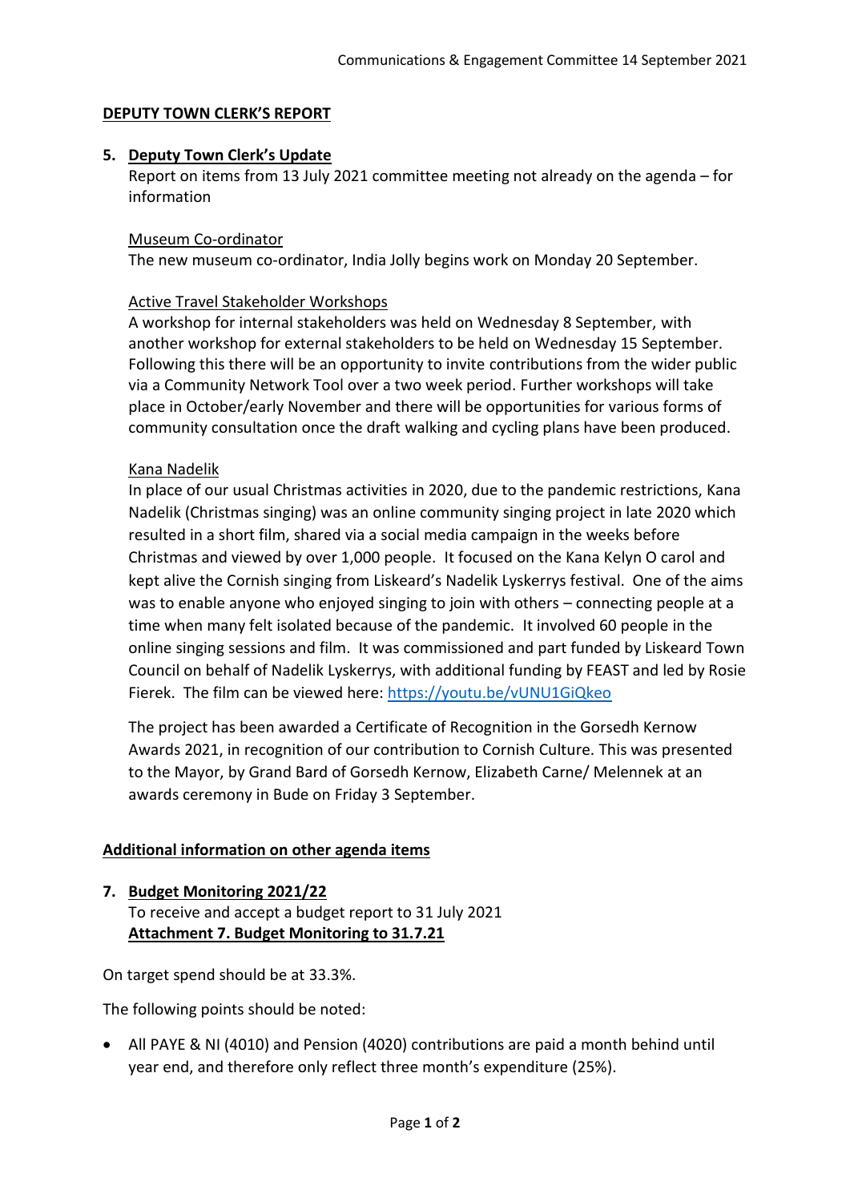**DEPUTY TOWN CLERK'S REPORT**

5. **Deputy Town Clerk's Update**

Report on items from 13 July 2021 committee meeting not already on the agenda – for information

Museum Co-ordinator

The new museum co-ordinator, India Jolly begins work on Monday 20 September.

Active Travel Stakeholder Workshops

A workshop for internal stakeholders was held on Wednesday 8 September, with another workshop for external stakeholders to be held on Wednesday 15 September. Following this there will be an opportunity to invite contributions from the wider public via a Community Network Tool over a two week period. Further workshops will take place in October/early November and there will be opportunities for various forms of community consultation once the draft walking and cycling plans have been produced.

Kana Nadelik

In place of our usual Christmas activities in 2020, due to the pandemic restrictions, Kana Nadelik (Christmas singing) was an online community singing project in late 2020 which resulted in a short film, shared via a social media campaign in the weeks before Christmas and viewed by over 1,000 people. It focused on the Kana Kelyn O carol and kept alive the Cornish singing from Liskeard's Nadelik Lyskerrys festival. One of the aims was to enable anyone who enjoyed singing to join with others – connecting people at a time when many felt isolated because of the pandemic. It involved 60 people in the online singing sessions and film. It was commissioned and part funded by Liskeard Town Council on behalf of Nadelik Lyskerrys, with additional funding by FEAST and led by Rosie Fierek. The film can be viewed here: https://youtu.be/vUNU1GiQkeo

The project has been awarded a Certificate of Recognition in the Gorsedh Kernow Awards 2021, in recognition of our contribution to Cornish Culture. This was presented to the Mayor, by Grand Bard of Gorsedh Kernow, Elizabeth Carne/ Melennek at an awards ceremony in Bude on Friday 3 September.

**Additional information on other agenda items**

7. **Budget Monitoring 2021/22**

To receive and accept a budget report to 31 July 2021
**Attachment 7. Budget Monitoring to 31.7.21**

On target spend should be at 33.3%.

The following points should be noted:

- All PAYE & NI (4010) and Pension (4020) contributions are paid a month behind until year end, and therefore only reflect three month's expenditure (25%).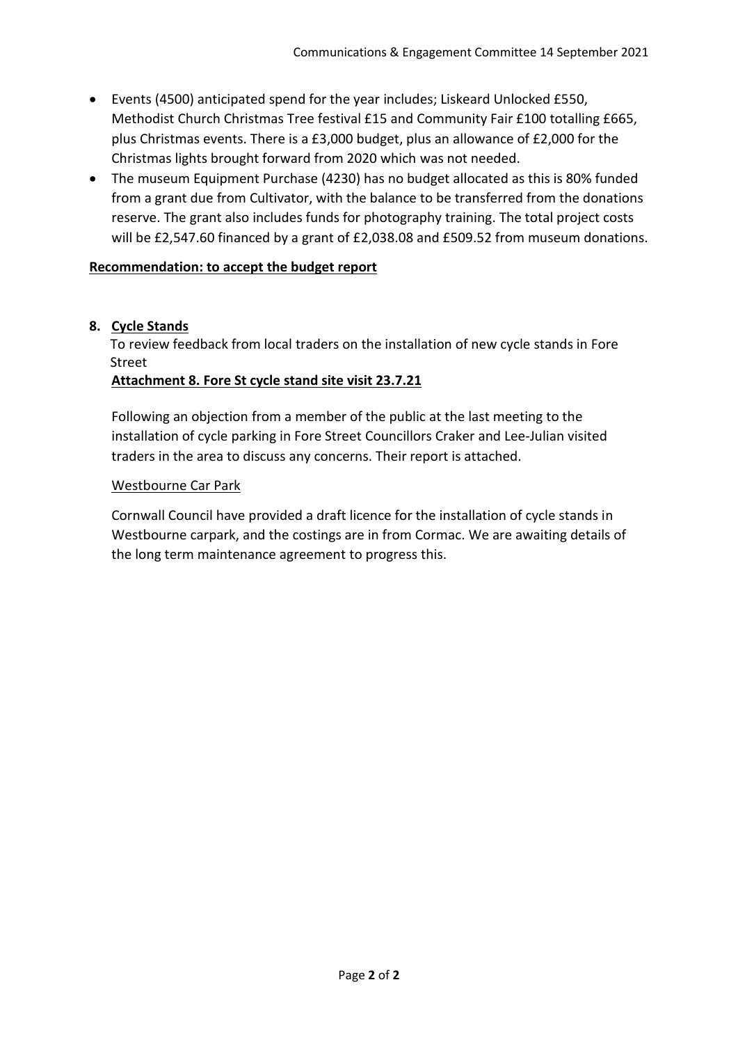- Events (4500) anticipated spend for the year includes; Liskeard Unlocked £550, Methodist Church Christmas Tree festival £15 and Community Fair £100 totalling £665, plus Christmas events. There is a £3,000 budget, plus an allowance of £2,000 for the Christmas lights brought forward from 2020 which was not needed.
- The museum Equipment Purchase (4230) has no budget allocated as this is 80% funded from a grant due from Cultivator, with the balance to be transferred from the donations reserve. The grant also includes funds for photography training. The total project costs will be £2,547.60 financed by a grant of £2,038.08 and £509.52 from museum donations.

**Recommendation: to accept the budget report**

**8. Cycle Stands**

To review feedback from local traders on the installation of new cycle stands in Fore Street

**Attachment 8. Fore St cycle stand site visit 23.7.21**

Following an objection from a member of the public at the last meeting to the installation of cycle parking in Fore Street Councillors Craker and Lee-Julian visited traders in the area to discuss any concerns. Their report is attached.

Westbourne Car Park

Cornwall Council have provided a draft licence for the installation of cycle stands in Westbourne carpark, and the costings are in from Cormac. We are awaiting details of the long term maintenance agreement to progress this.